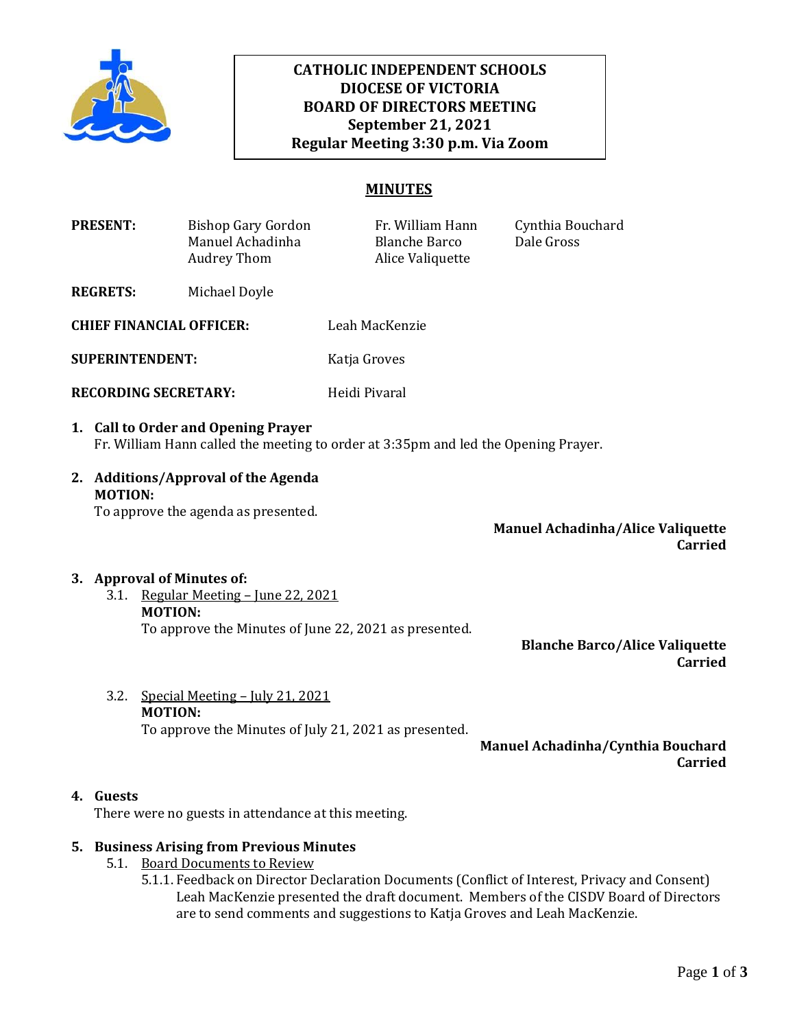**CATHOLIC INDEPENDENT SCHOOLS**
**DIOCESE OF VICTORIA**
**BOARD OF DIRECTORS MEETING**
**September 21, 2021**
**Regular Meeting 3:30 p.m. Via Zoom**

## MINUTES

**PRESENT:** Bishop Gary Gordon, Manuel Achadinha, Audrey Thom, Fr. William Hann, Blanche Barco, Alice Valiquette, Cynthia Bouchard, Dale Gross

**REGRETS:** Michael Doyle

**CHIEF FINANCIAL OFFICER:** Leah MacKenzie

**SUPERINTENDENT:** Katja Groves

**RECORDING SECRETARY:** Heidi Pivaral

1. **Call to Order and Opening Prayer**
   Fr. William Hann called the meeting to order at 3:35pm and led the Opening Prayer.

2. **Additions/Approval of the Agenda**
   **MOTION:**
   To approve the agenda as presented.

   **Manuel Achadinha/Alice Valiquette**
   **Carried**

3. **Approval of Minutes of:**
   3.1. Regular Meeting – June 22, 2021
   **MOTION:**
   To approve the Minutes of June 22, 2021 as presented.

   **Blanche Barco/Alice Valiquette**
   **Carried**

   3.2. Special Meeting – July 21, 2021
   **MOTION:**
   To approve the Minutes of July 21, 2021 as presented.

   **Manuel Achadinha/Cynthia Bouchard**
   **Carried**

4. **Guests**
   There were no guests in attendance at this meeting.

5. **Business Arising from Previous Minutes**
   5.1. Board Documents to Review
   5.1.1. Feedback on Director Declaration Documents (Conflict of Interest, Privacy and Consent)
   Leah MacKenzie presented the draft document. Members of the CISDV Board of Directors are to send comments and suggestions to Katja Groves and Leah MacKenzie.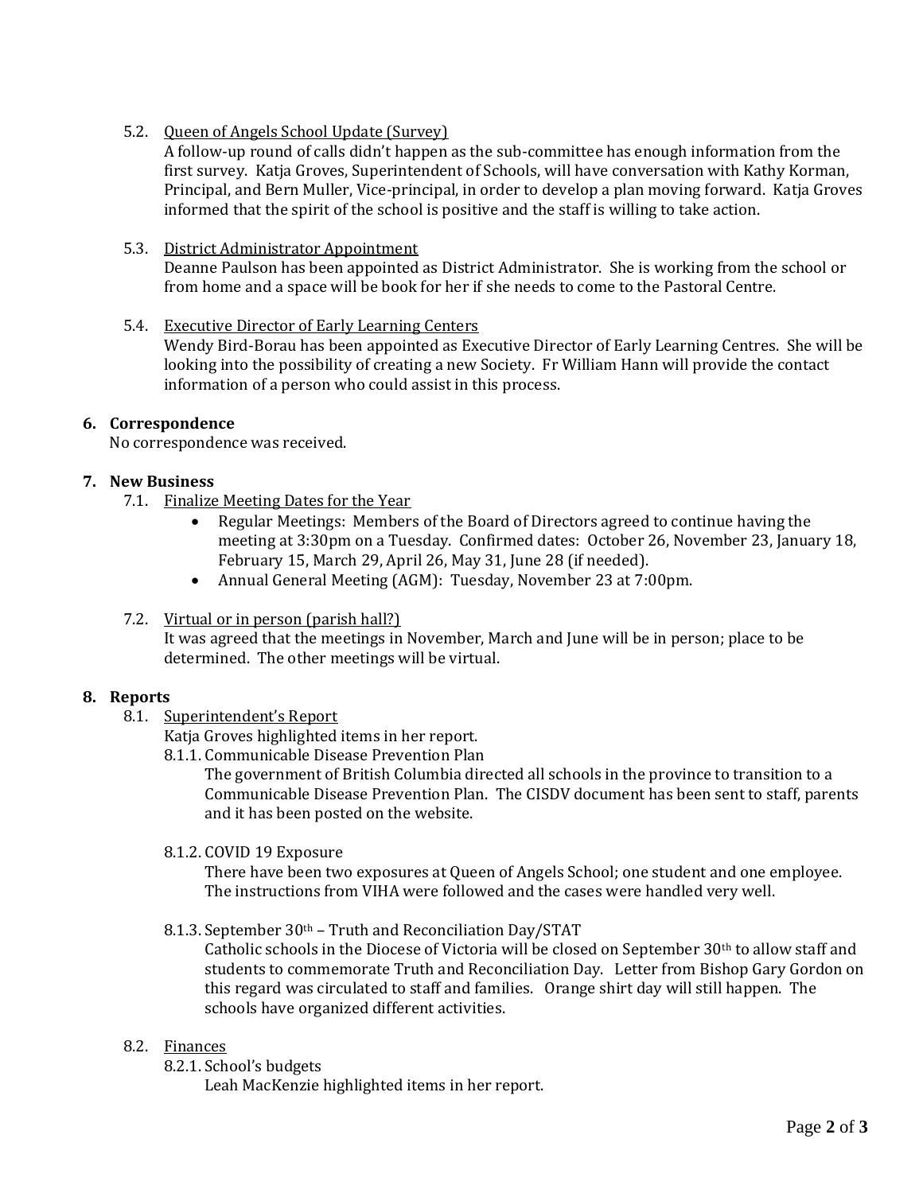5.2. Queen of Angels School Update (Survey)

A follow-up round of calls didn't happen as the sub-committee has enough information from the first survey. Katja Groves, Superintendent of Schools, will have conversation with Kathy Korman, Principal, and Bern Muller, Vice-principal, in order to develop a plan moving forward. Katja Groves informed that the spirit of the school is positive and the staff is willing to take action.

5.3. District Administrator Appointment

Deanne Paulson has been appointed as District Administrator. She is working from the school or from home and a space will be book for her if she needs to come to the Pastoral Centre.

5.4. Executive Director of Early Learning Centers

Wendy Bird-Borau has been appointed as Executive Director of Early Learning Centres. She will be looking into the possibility of creating a new Society. Fr William Hann will provide the contact information of a person who could assist in this process.

**6. Correspondence**

No correspondence was received.

**7. New Business**

7.1. Finalize Meeting Dates for the Year

- Regular Meetings: Members of the Board of Directors agreed to continue having the meeting at 3:30pm on a Tuesday. Confirmed dates: October 26, November 23, January 18, February 15, March 29, April 26, May 31, June 28 (if needed).
- Annual General Meeting (AGM): Tuesday, November 23 at 7:00pm.

7.2. Virtual or in person (parish hall?)

It was agreed that the meetings in November, March and June will be in person; place to be determined. The other meetings will be virtual.

**8. Reports**

8.1. Superintendent's Report

Katja Groves highlighted items in her report.

8.1.1. Communicable Disease Prevention Plan

The government of British Columbia directed all schools in the province to transition to a Communicable Disease Prevention Plan. The CISDV document has been sent to staff, parents and it has been posted on the website.

8.1.2. COVID 19 Exposure

There have been two exposures at Queen of Angels School; one student and one employee. The instructions from VIHA were followed and the cases were handled very well.

8.1.3. September 30th – Truth and Reconciliation Day/STAT

Catholic schools in the Diocese of Victoria will be closed on September 30th to allow staff and students to commemorate Truth and Reconciliation Day. Letter from Bishop Gary Gordon on this regard was circulated to staff and families. Orange shirt day will still happen. The schools have organized different activities.

8.2. Finances

8.2.1. School's budgets

Leah MacKenzie highlighted items in her report.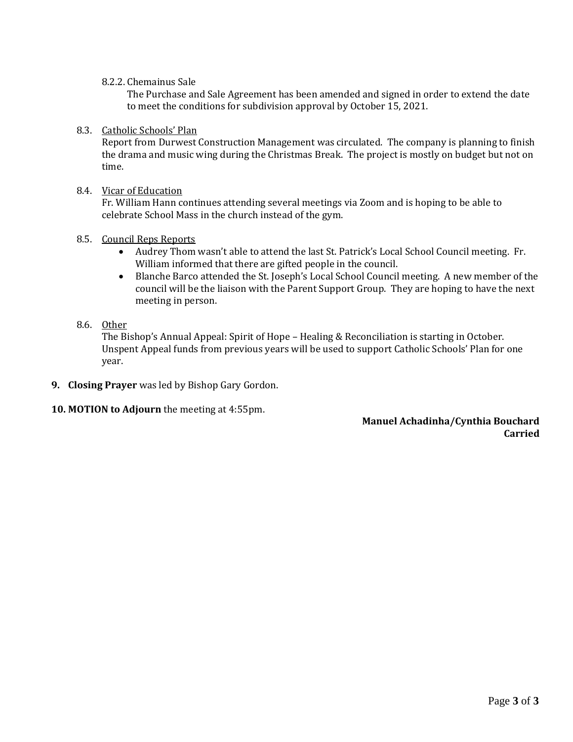8.2.2. Chemainus Sale

The Purchase and Sale Agreement has been amended and signed in order to extend the date to meet the conditions for subdivision approval by October 15, 2021.

8.3. Catholic Schools' Plan

Report from Durwest Construction Management was circulated. The company is planning to finish the drama and music wing during the Christmas Break. The project is mostly on budget but not on time.

8.4. Vicar of Education

Fr. William Hann continues attending several meetings via Zoom and is hoping to be able to celebrate School Mass in the church instead of the gym.

8.5. Council Reps Reports

- Audrey Thom wasn't able to attend the last St. Patrick's Local School Council meeting. Fr. William informed that there are gifted people in the council.
- Blanche Barco attended the St. Joseph's Local School Council meeting. A new member of the council will be the liaison with the Parent Support Group. They are hoping to have the next meeting in person.

8.6. Other

The Bishop's Annual Appeal: Spirit of Hope – Healing & Reconciliation is starting in October. Unspent Appeal funds from previous years will be used to support Catholic Schools' Plan for one year.

**9. Closing Prayer** was led by Bishop Gary Gordon.

**10. MOTION to Adjourn** the meeting at 4:55pm.

**Manuel Achadinha/Cynthia Bouchard**
**Carried**